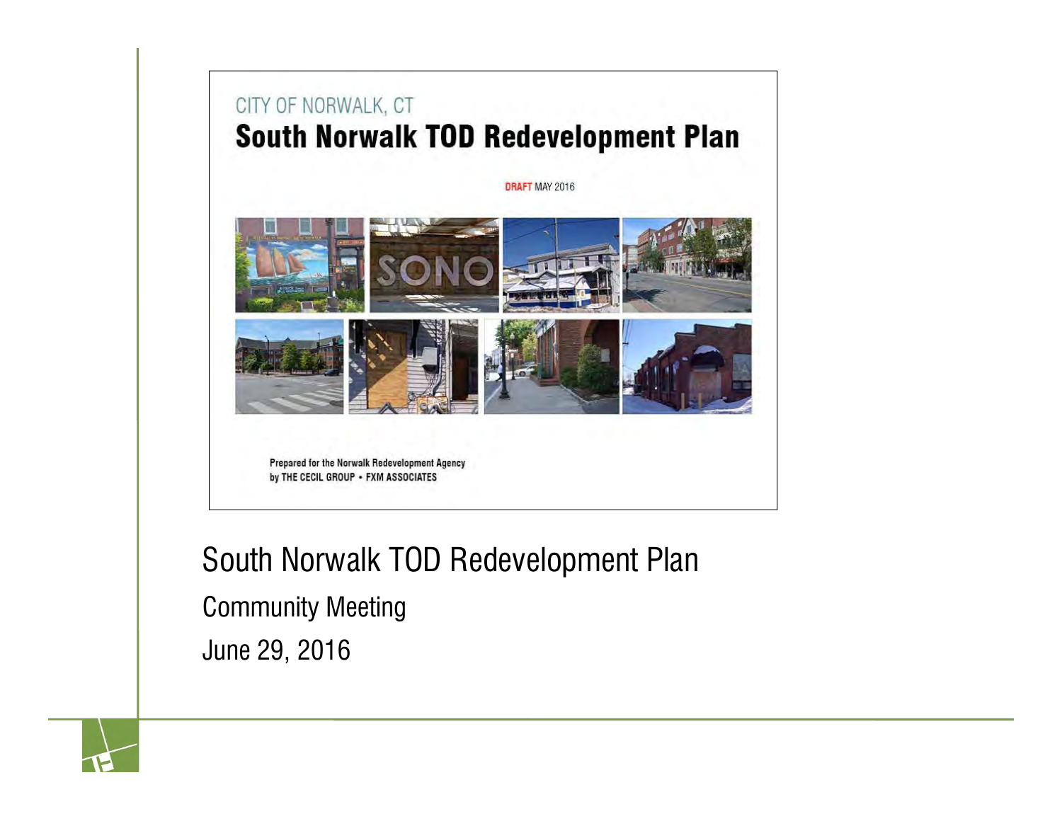CITY OF NORWALK, CT

# South Norwalk TOD Redevelopment Plan

DRAFT MAY 2016

Prepared for the Norwalk Redevelopment Agency
by THE CECIL GROUP • FXM ASSOCIATES

## South Norwalk TOD Redevelopment Plan

Community Meeting

June 29, 2016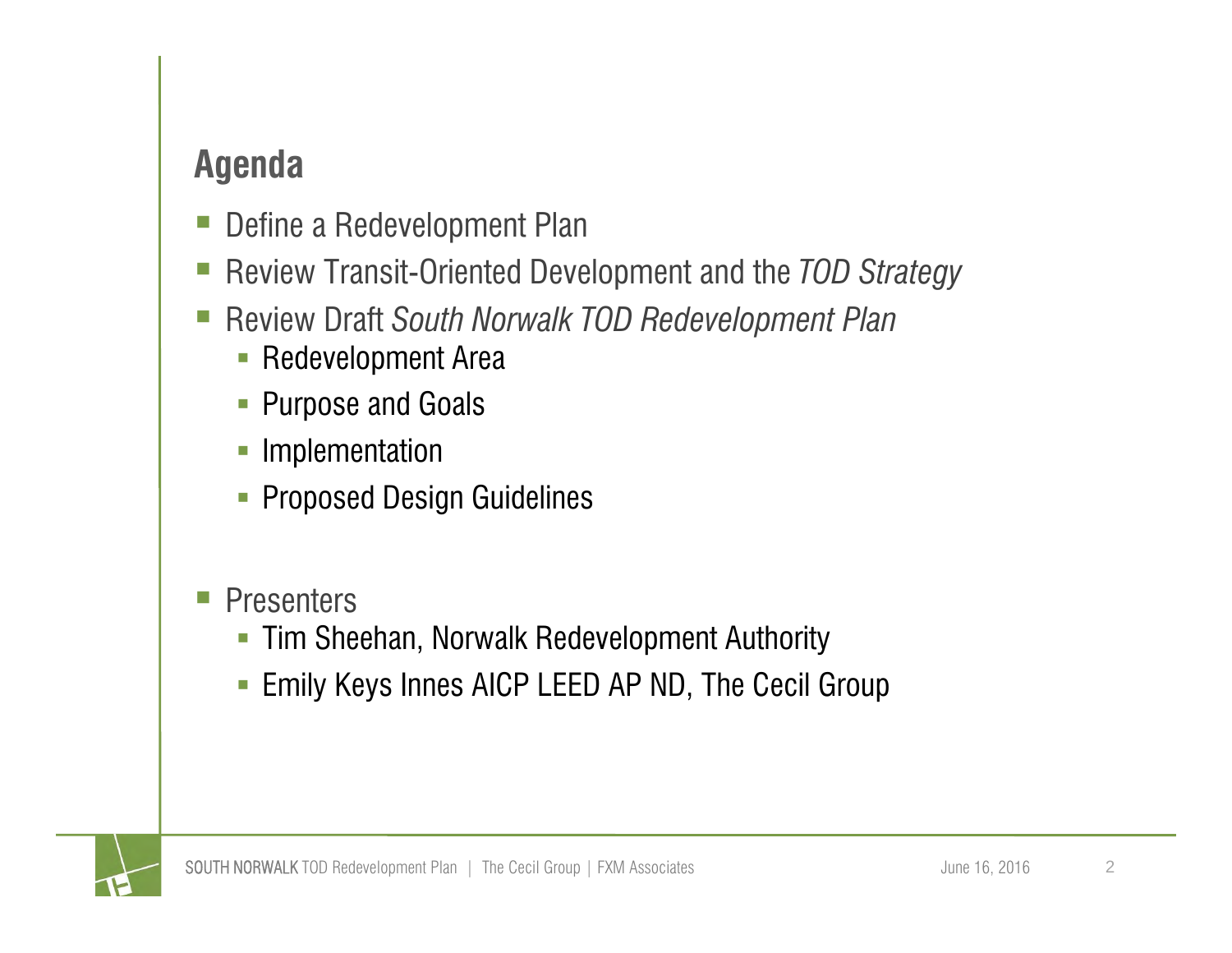## Agenda

- Define a Redevelopment Plan
- Review Transit-Oriented Development and the *TOD Strategy*
- Review Draft *South Norwalk TOD Redevelopment Plan*
  - Redevelopment Area
  - Purpose and Goals
  - Implementation
  - Proposed Design Guidelines

- Presenters
  - Tim Sheehan, Norwalk Redevelopment Authority
  - Emily Keys Innes AICP LEED AP ND, The Cecil Group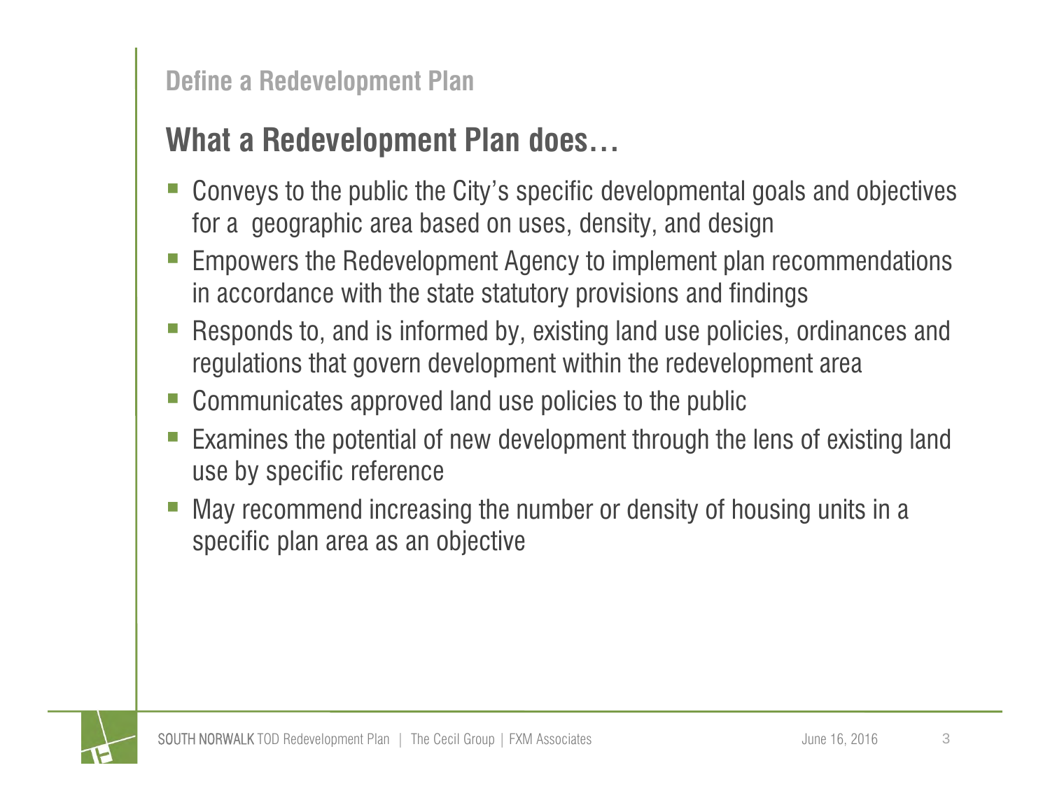## Define a Redevelopment Plan

# What a Redevelopment Plan does…

- Conveys to the public the City's specific developmental goals and objectives for a geographic area based on uses, density, and design
- Empowers the Redevelopment Agency to implement plan recommendations in accordance with the state statutory provisions and findings
- Responds to, and is informed by, existing land use policies, ordinances and regulations that govern development within the redevelopment area
- Communicates approved land use policies to the public
- Examines the potential of new development through the lens of existing land use by specific reference
- May recommend increasing the number or density of housing units in a specific plan area as an objective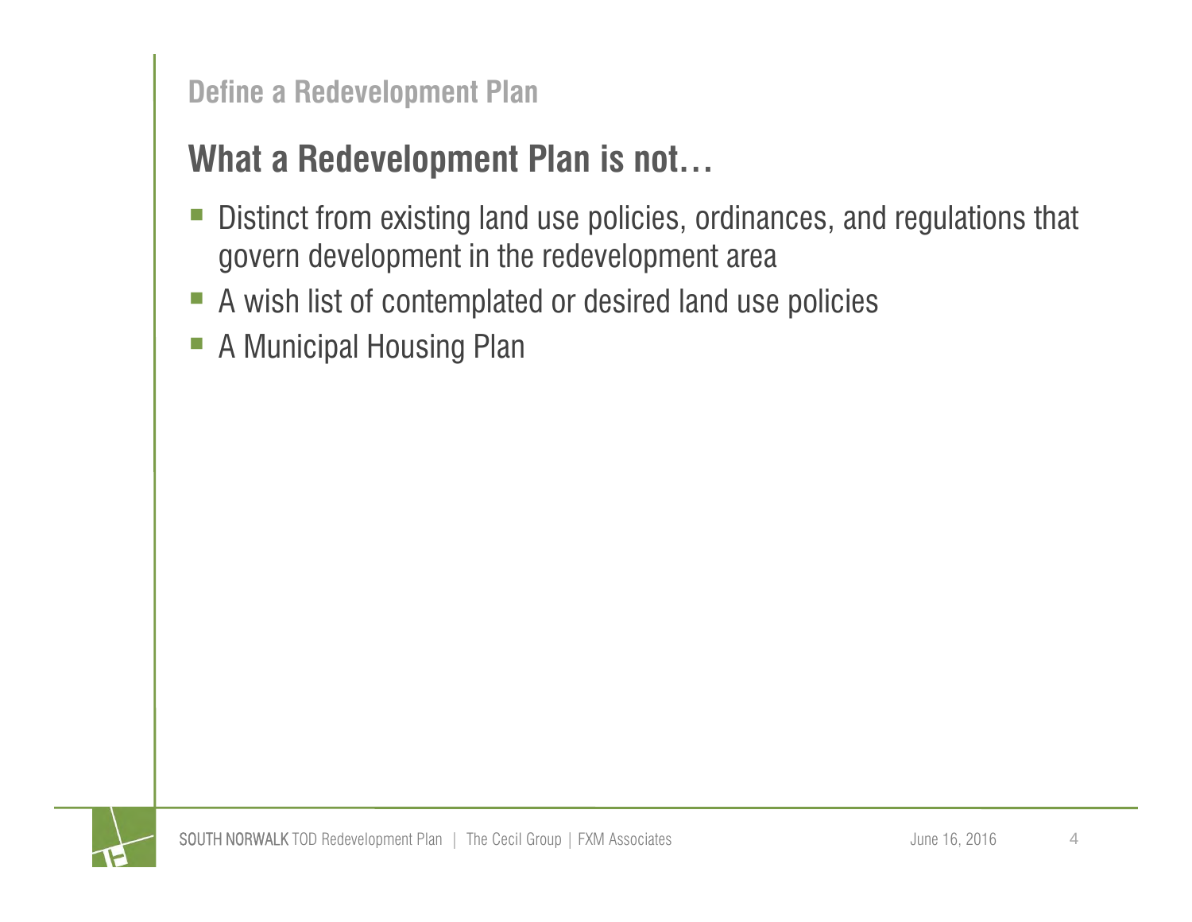## Define a Redevelopment Plan

# What a Redevelopment Plan is not…

- Distinct from existing land use policies, ordinances, and regulations that govern development in the redevelopment area
- A wish list of contemplated or desired land use policies
- A Municipal Housing Plan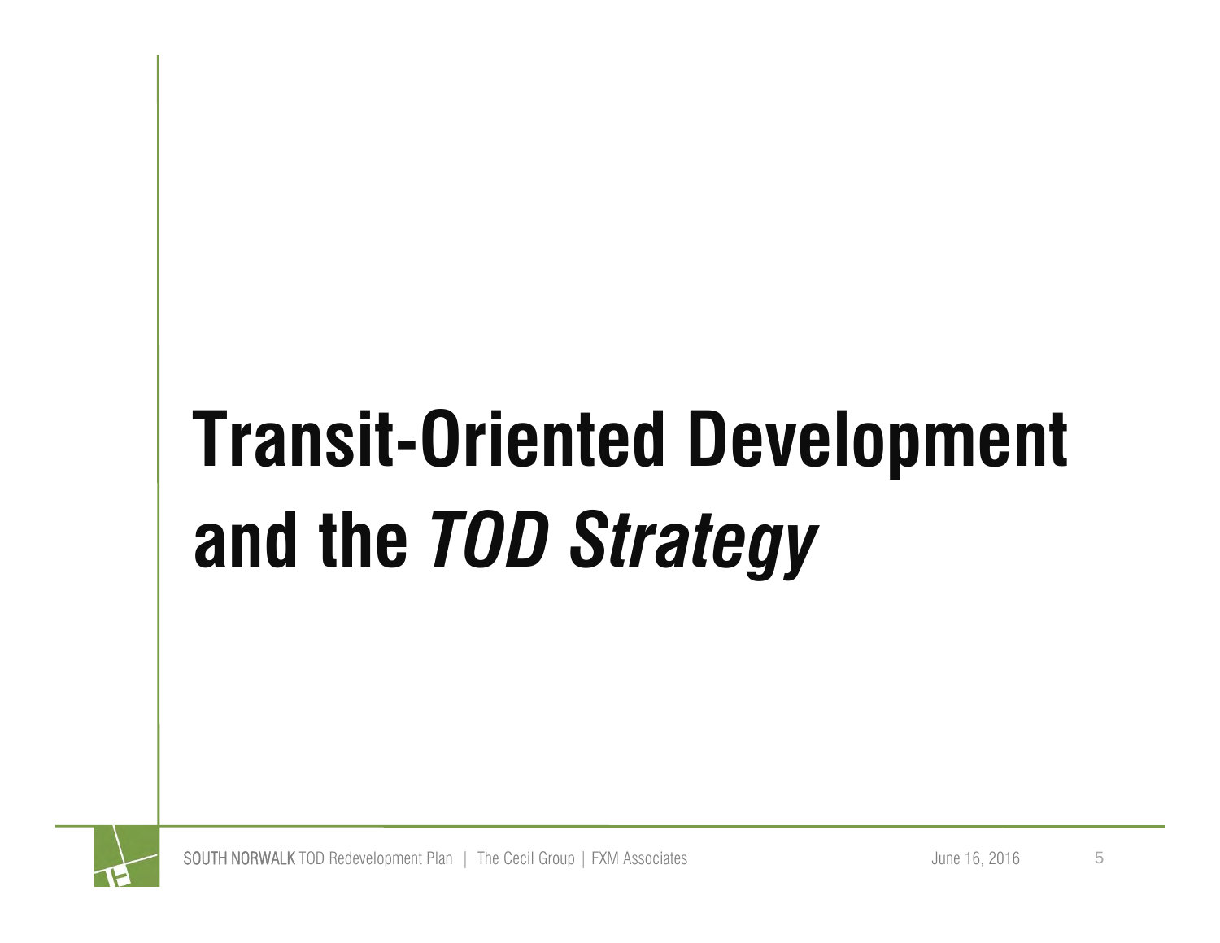# Transit-Oriented Development and the *TOD Strategy*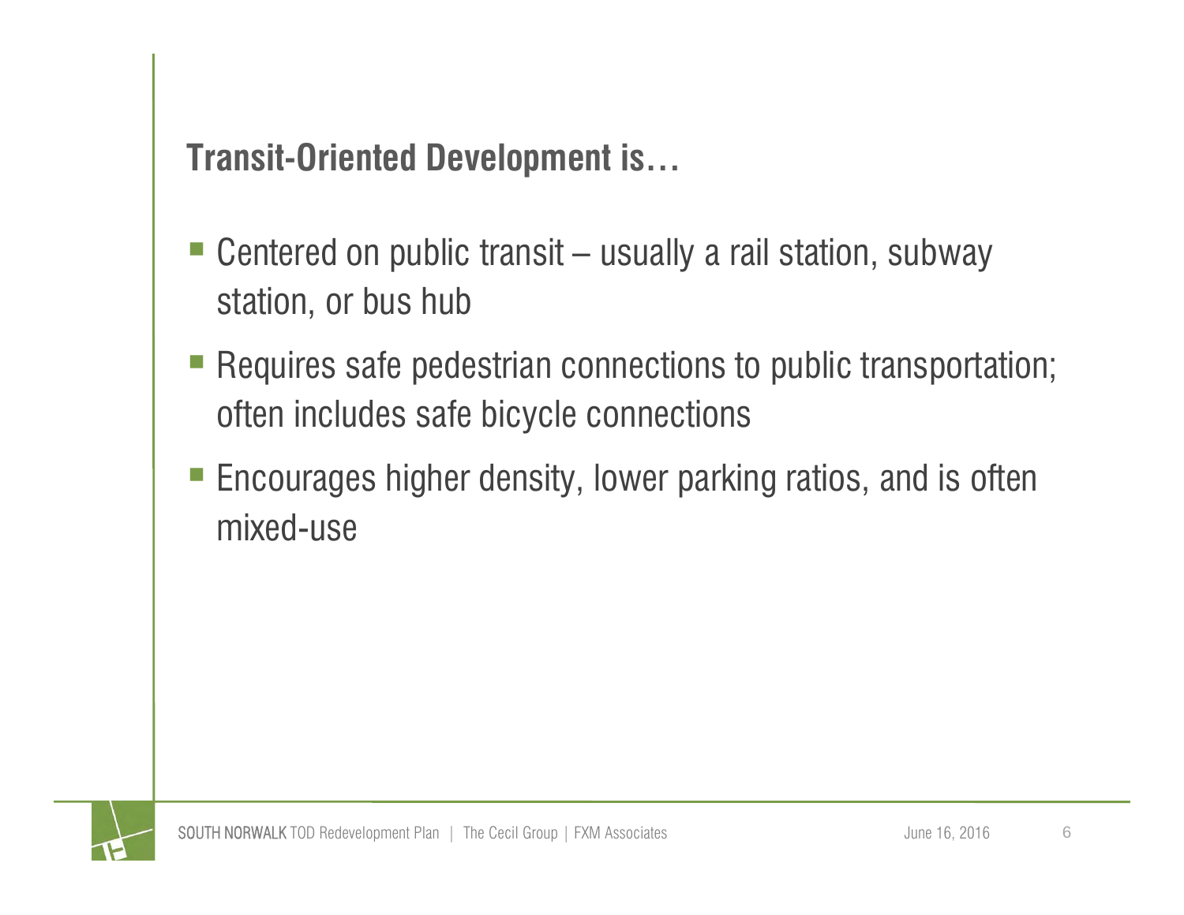## Transit-Oriented Development is…

- Centered on public transit – usually a rail station, subway station, or bus hub
- Requires safe pedestrian connections to public transportation; often includes safe bicycle connections
- Encourages higher density, lower parking ratios, and is often mixed-use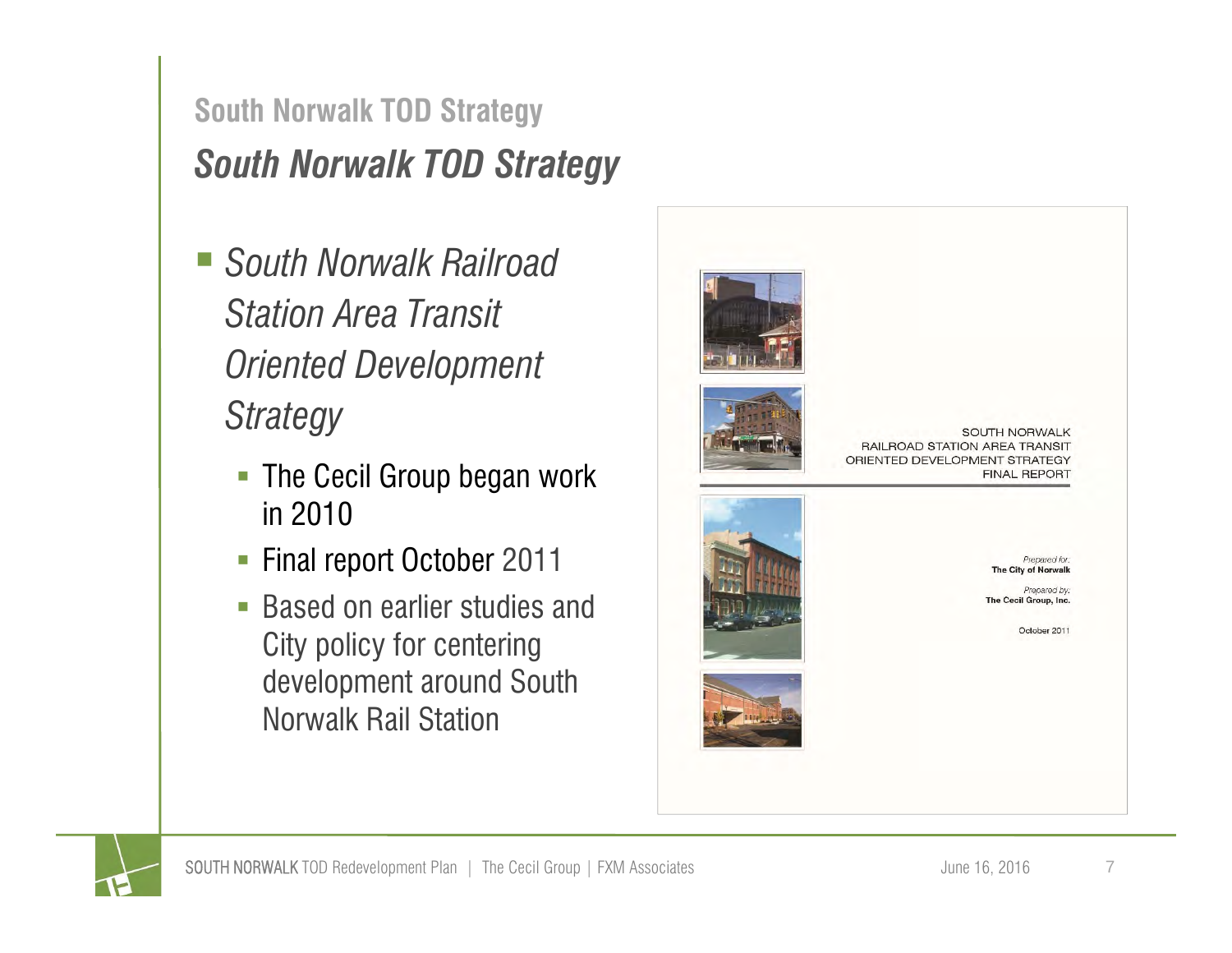## South Norwalk TOD Strategy

### *South Norwalk TOD Strategy*

- *South Norwalk Railroad Station Area Transit Oriented Development Strategy*
  - The Cecil Group began work in 2010
  - Final report October 2011
  - Based on earlier studies and City policy for centering development around South Norwalk Rail Station

SOUTH NORWALK
RAILROAD STATION AREA TRANSIT
ORIENTED DEVELOPMENT STRATEGY
FINAL REPORT

*Prepared for:*
**The City of Norwalk**

*Prepared by:*
**The Cecil Group, Inc.**

October 2011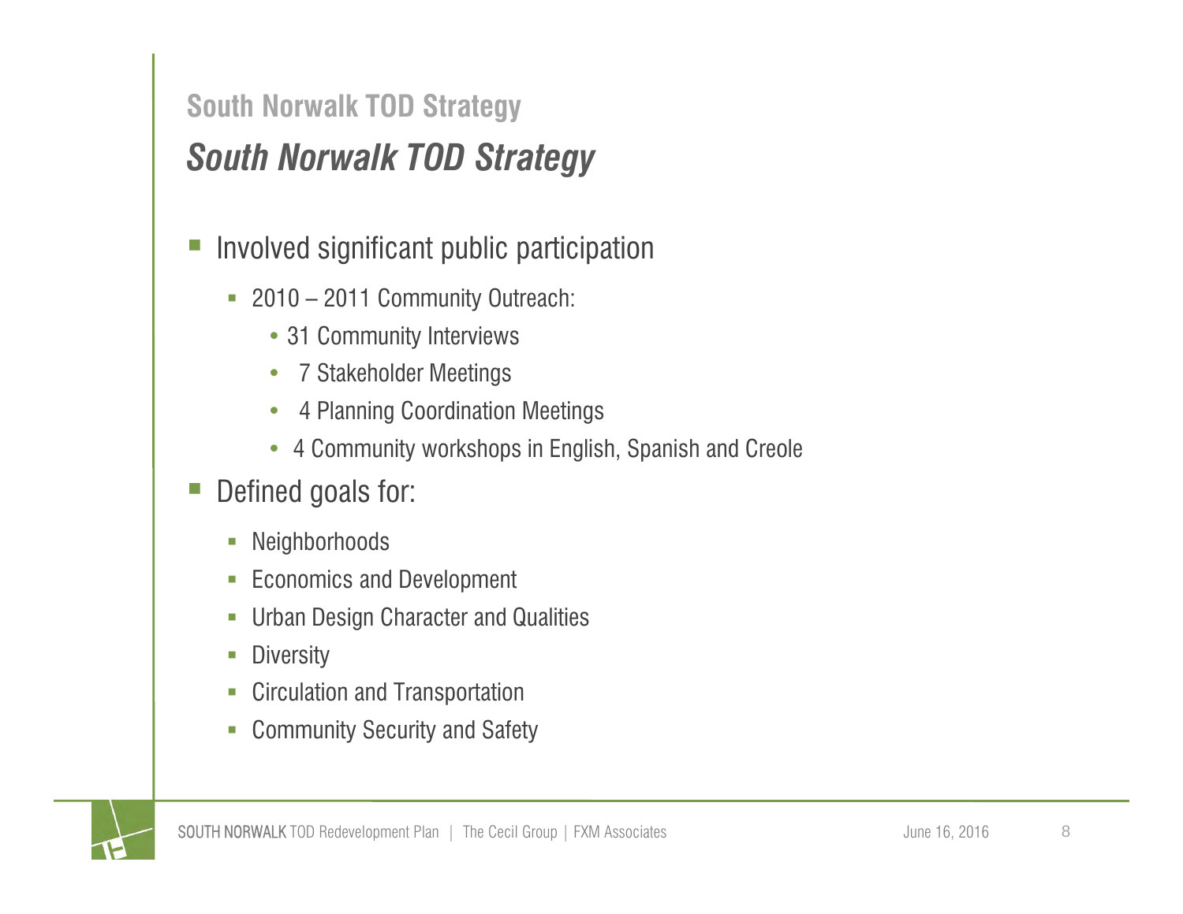## South Norwalk TOD Strategy

### *South Norwalk TOD Strategy*

- Involved significant public participation
  - 2010 – 2011 Community Outreach:
    - 31 Community Interviews
    - 7 Stakeholder Meetings
    - 4 Planning Coordination Meetings
    - 4 Community workshops in English, Spanish and Creole
- Defined goals for:
  - Neighborhoods
  - Economics and Development
  - Urban Design Character and Qualities
  - Diversity
  - Circulation and Transportation
  - Community Security and Safety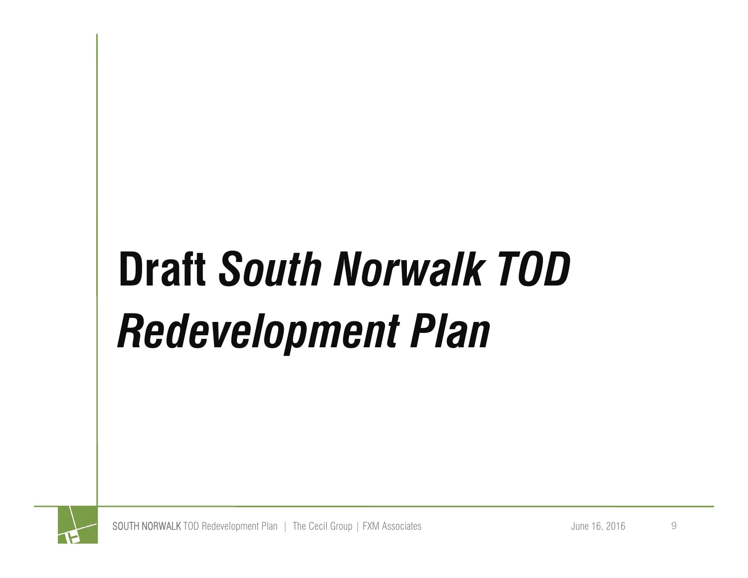# Draft *South Norwalk TOD Redevelopment Plan*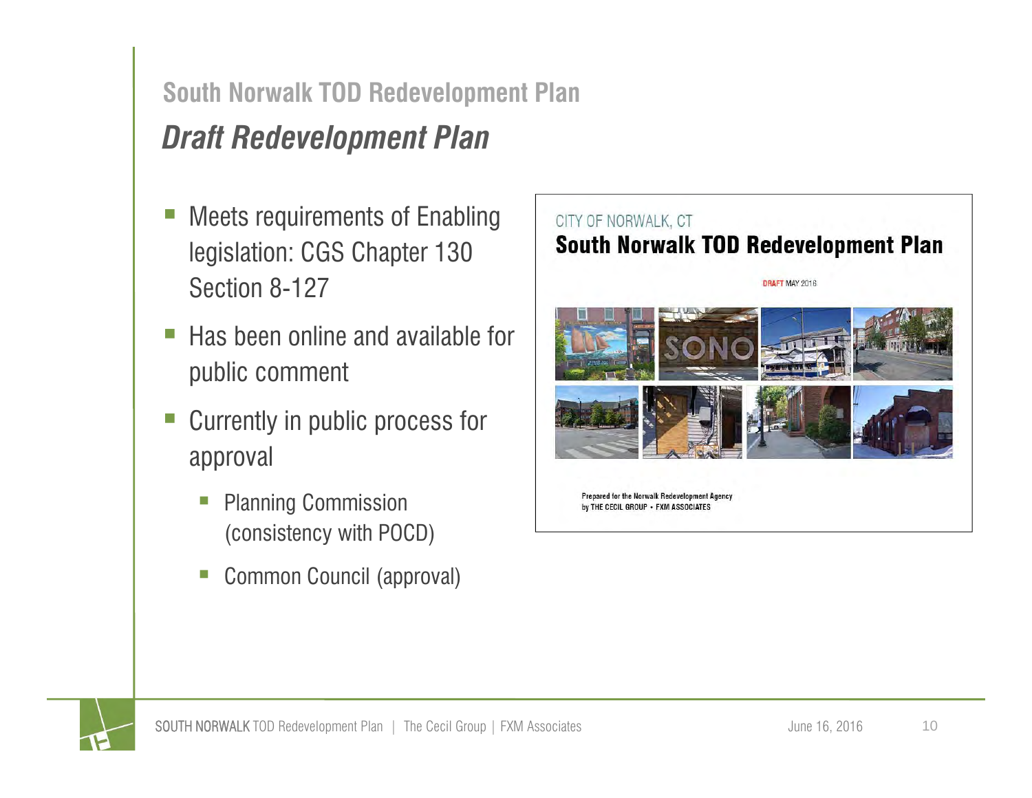## South Norwalk TOD Redevelopment Plan

### *Draft Redevelopment Plan*

- Meets requirements of Enabling legislation: CGS Chapter 130 Section 8-127
- Has been online and available for public comment
- Currently in public process for approval
  - Planning Commission (consistency with POCD)
  - Common Council (approval)

CITY OF NORWALK, CT

**South Norwalk TOD Redevelopment Plan**

DRAFT MAY 2016

Prepared for the Norwalk Redevelopment Agency
by THE CECIL GROUP • FXM ASSOCIATES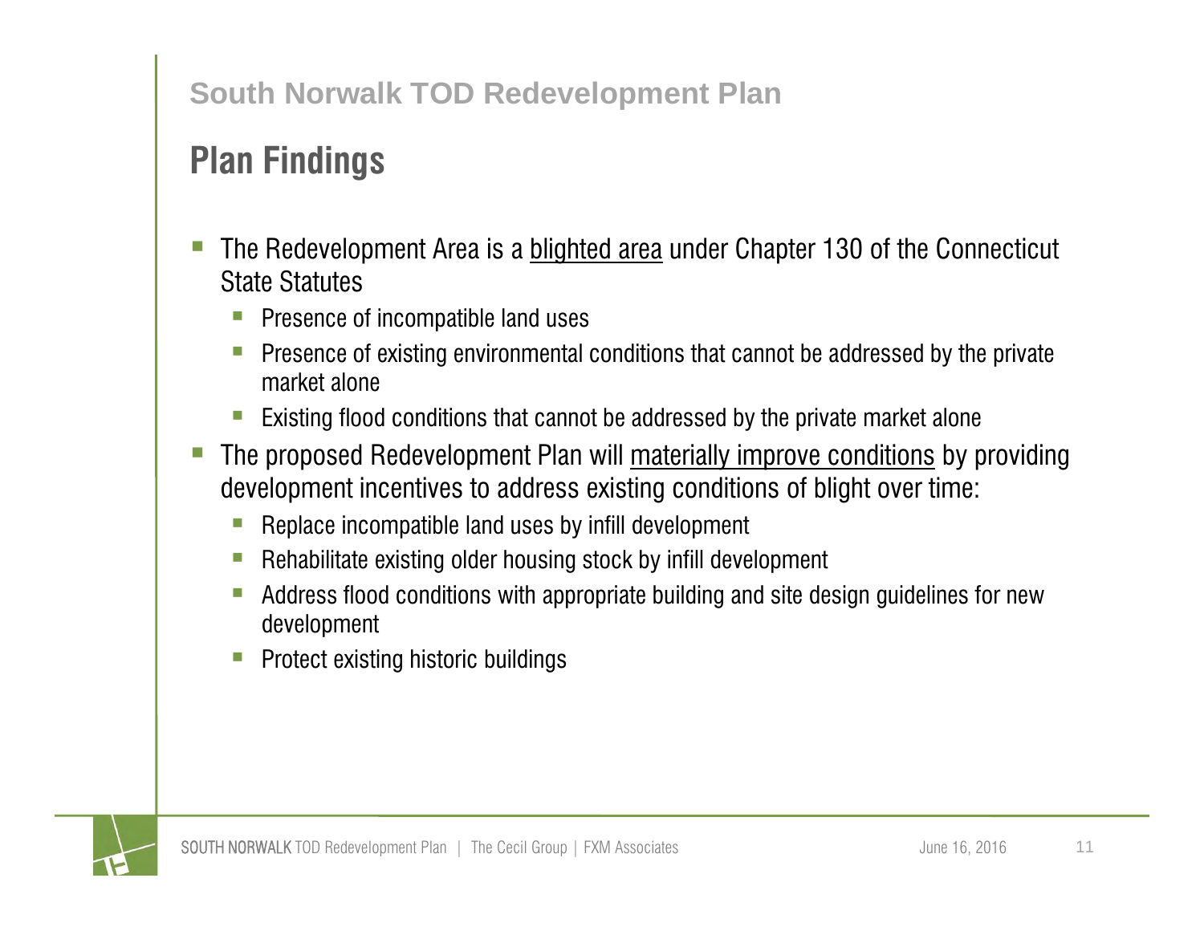## South Norwalk TOD Redevelopment Plan

# Plan Findings

- The Redevelopment Area is a blighted area under Chapter 130 of the Connecticut State Statutes
  - Presence of incompatible land uses
  - Presence of existing environmental conditions that cannot be addressed by the private market alone
  - Existing flood conditions that cannot be addressed by the private market alone
- The proposed Redevelopment Plan will materially improve conditions by providing development incentives to address existing conditions of blight over time:
  - Replace incompatible land uses by infill development
  - Rehabilitate existing older housing stock by infill development
  - Address flood conditions with appropriate building and site design guidelines for new development
  - Protect existing historic buildings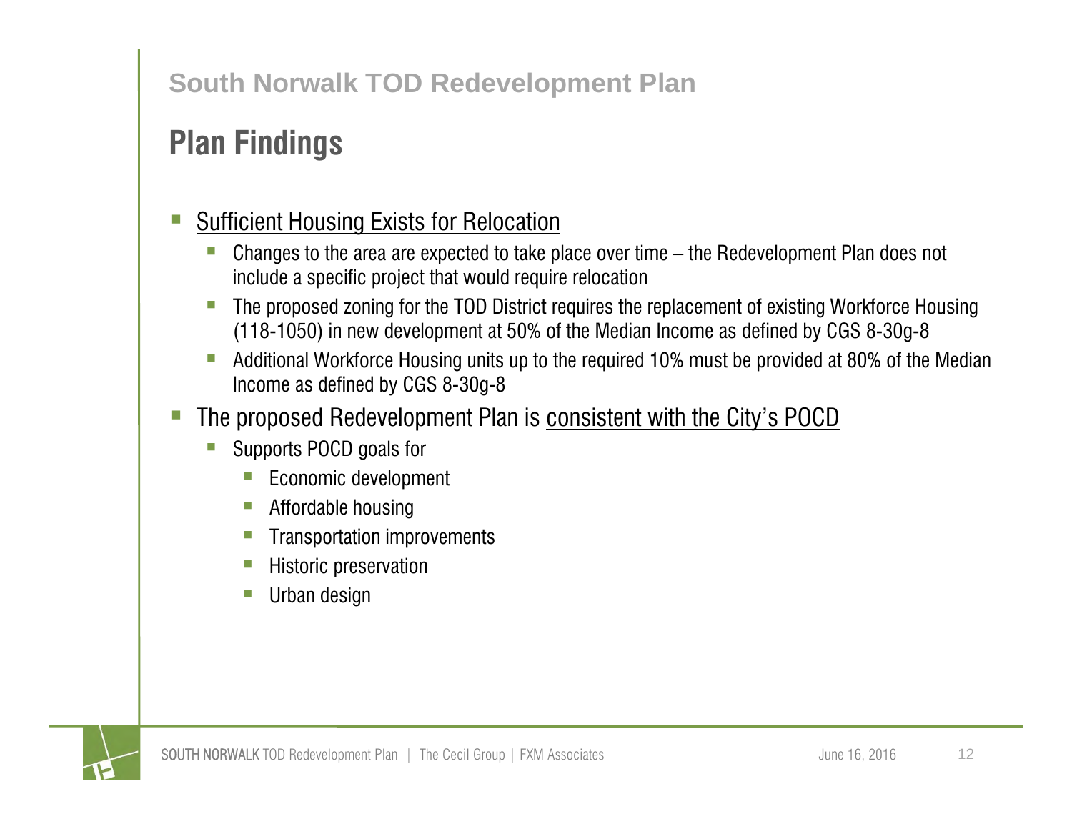## Plan Findings

- Sufficient Housing Exists for Relocation
  - Changes to the area are expected to take place over time – the Redevelopment Plan does not include a specific project that would require relocation
  - The proposed zoning for the TOD District requires the replacement of existing Workforce Housing (118-1050) in new development at 50% of the Median Income as defined by CGS 8-30g-8
  - Additional Workforce Housing units up to the required 10% must be provided at 80% of the Median Income as defined by CGS 8-30g-8
- The proposed Redevelopment Plan is consistent with the City's POCD
  - Supports POCD goals for
    - Economic development
    - Affordable housing
    - Transportation improvements
    - Historic preservation
    - Urban design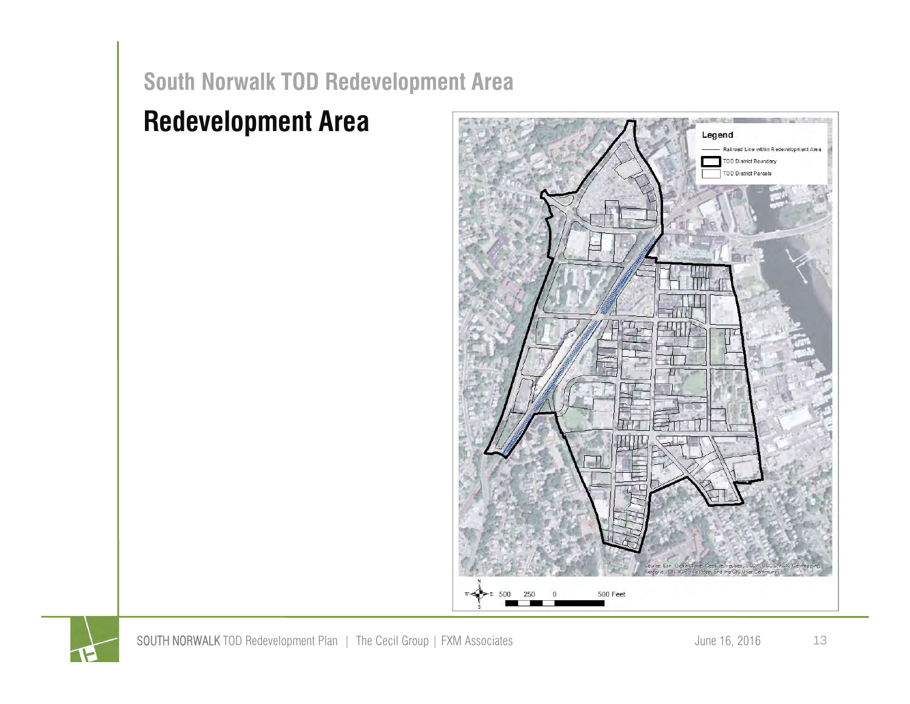## South Norwalk TOD Redevelopment Area

# Redevelopment Area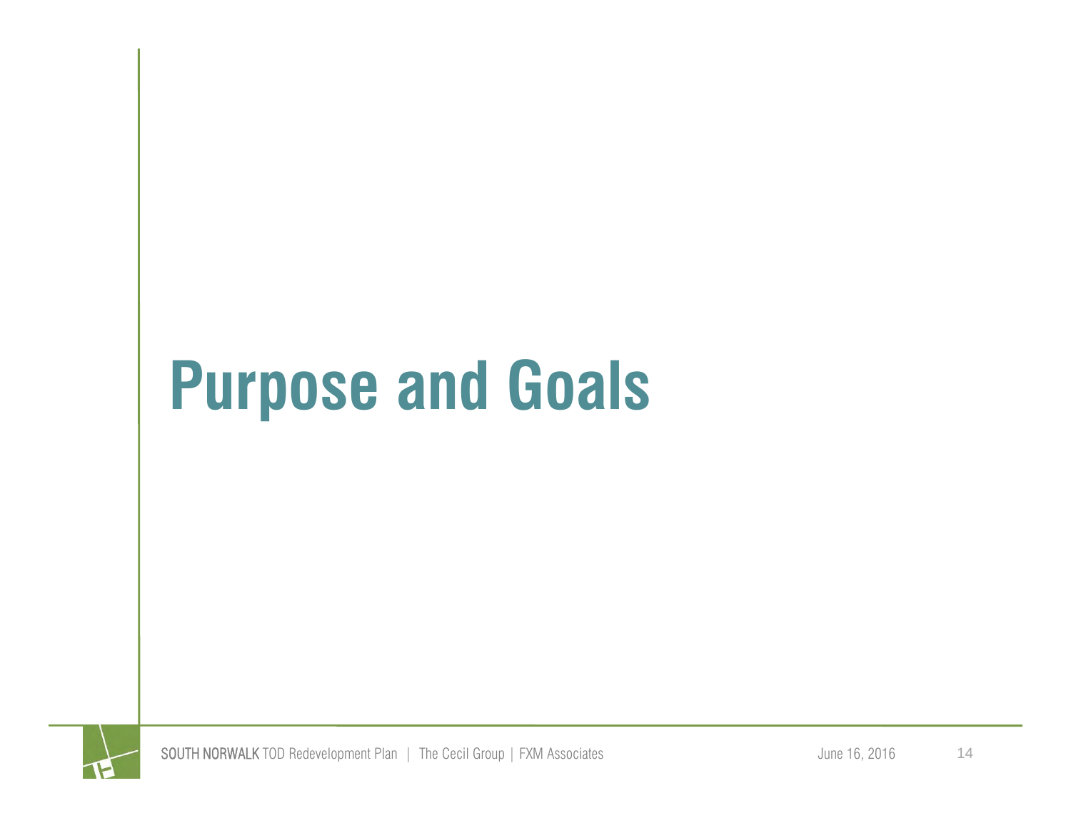# Purpose and Goals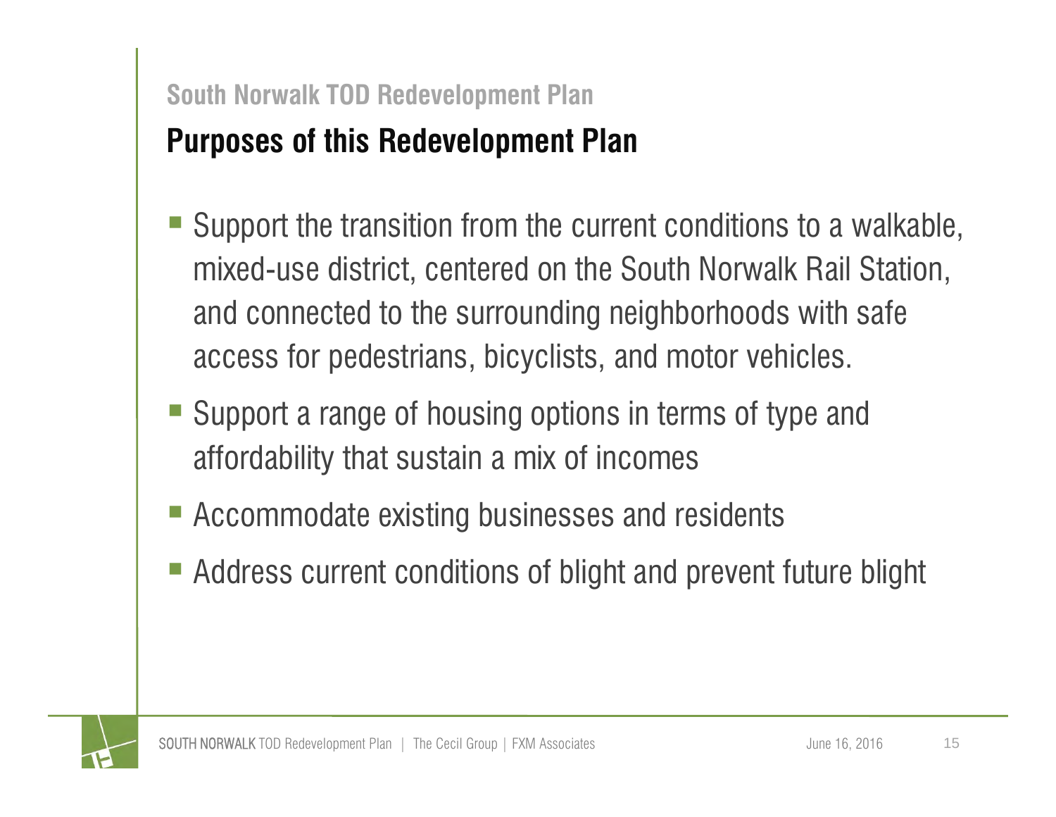South Norwalk TOD Redevelopment Plan

## Purposes of this Redevelopment Plan

- Support the transition from the current conditions to a walkable, mixed-use district, centered on the South Norwalk Rail Station, and connected to the surrounding neighborhoods with safe access for pedestrians, bicyclists, and motor vehicles.
- Support a range of housing options in terms of type and affordability that sustain a mix of incomes
- Accommodate existing businesses and residents
- Address current conditions of blight and prevent future blight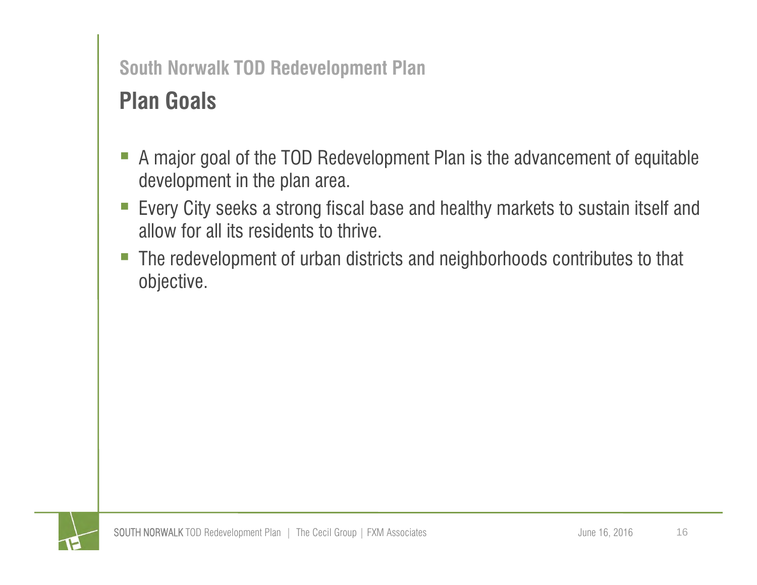## South Norwalk TOD Redevelopment Plan

# Plan Goals

- A major goal of the TOD Redevelopment Plan is the advancement of equitable development in the plan area.
- Every City seeks a strong fiscal base and healthy markets to sustain itself and allow for all its residents to thrive.
- The redevelopment of urban districts and neighborhoods contributes to that objective.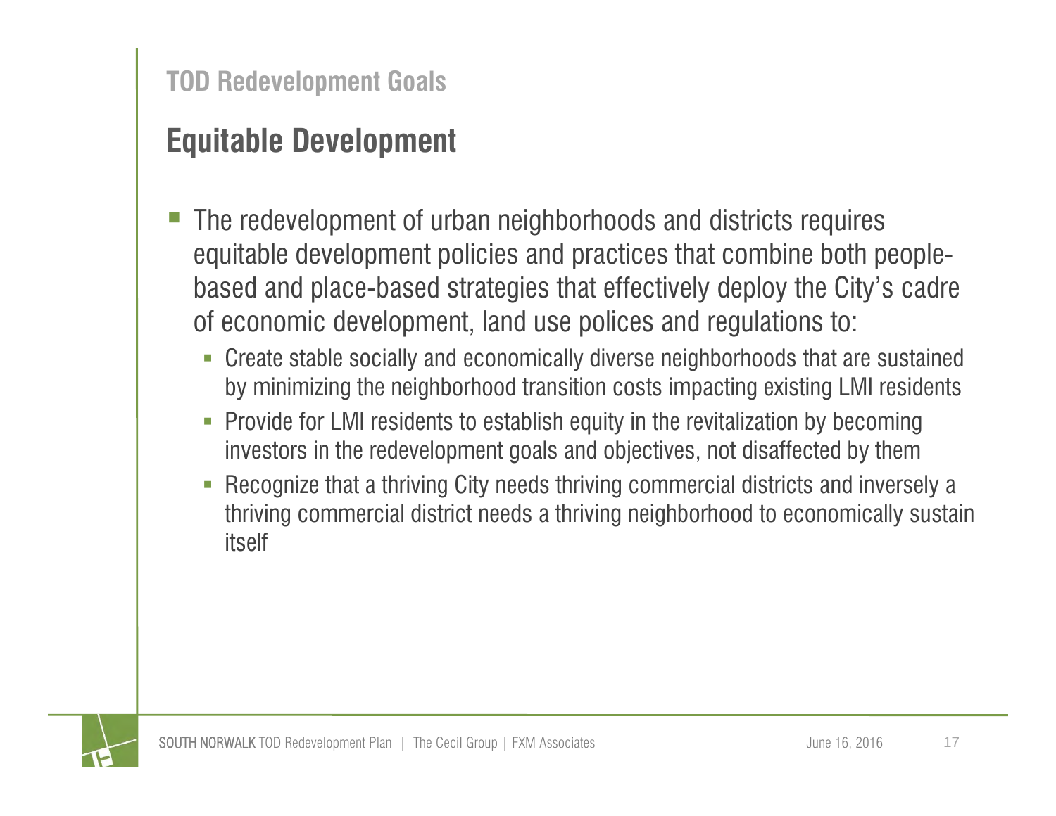## TOD Redevelopment Goals

# Equitable Development

- The redevelopment of urban neighborhoods and districts requires equitable development policies and practices that combine both people-based and place-based strategies that effectively deploy the City's cadre of economic development, land use polices and regulations to:
  - Create stable socially and economically diverse neighborhoods that are sustained by minimizing the neighborhood transition costs impacting existing LMI residents
  - Provide for LMI residents to establish equity in the revitalization by becoming investors in the redevelopment goals and objectives, not disaffected by them
  - Recognize that a thriving City needs thriving commercial districts and inversely a thriving commercial district needs a thriving neighborhood to economically sustain itself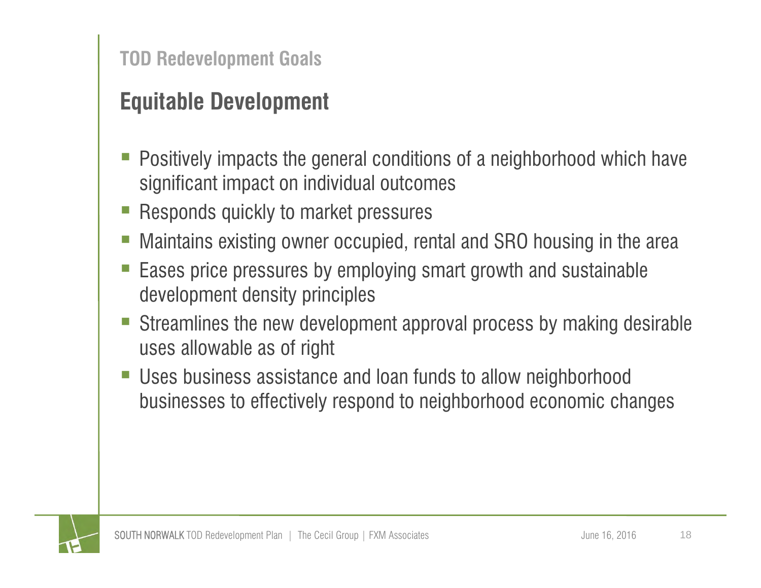## TOD Redevelopment Goals

# Equitable Development

- Positively impacts the general conditions of a neighborhood which have significant impact on individual outcomes
- Responds quickly to market pressures
- Maintains existing owner occupied, rental and SRO housing in the area
- Eases price pressures by employing smart growth and sustainable development density principles
- Streamlines the new development approval process by making desirable uses allowable as of right
- Uses business assistance and loan funds to allow neighborhood businesses to effectively respond to neighborhood economic changes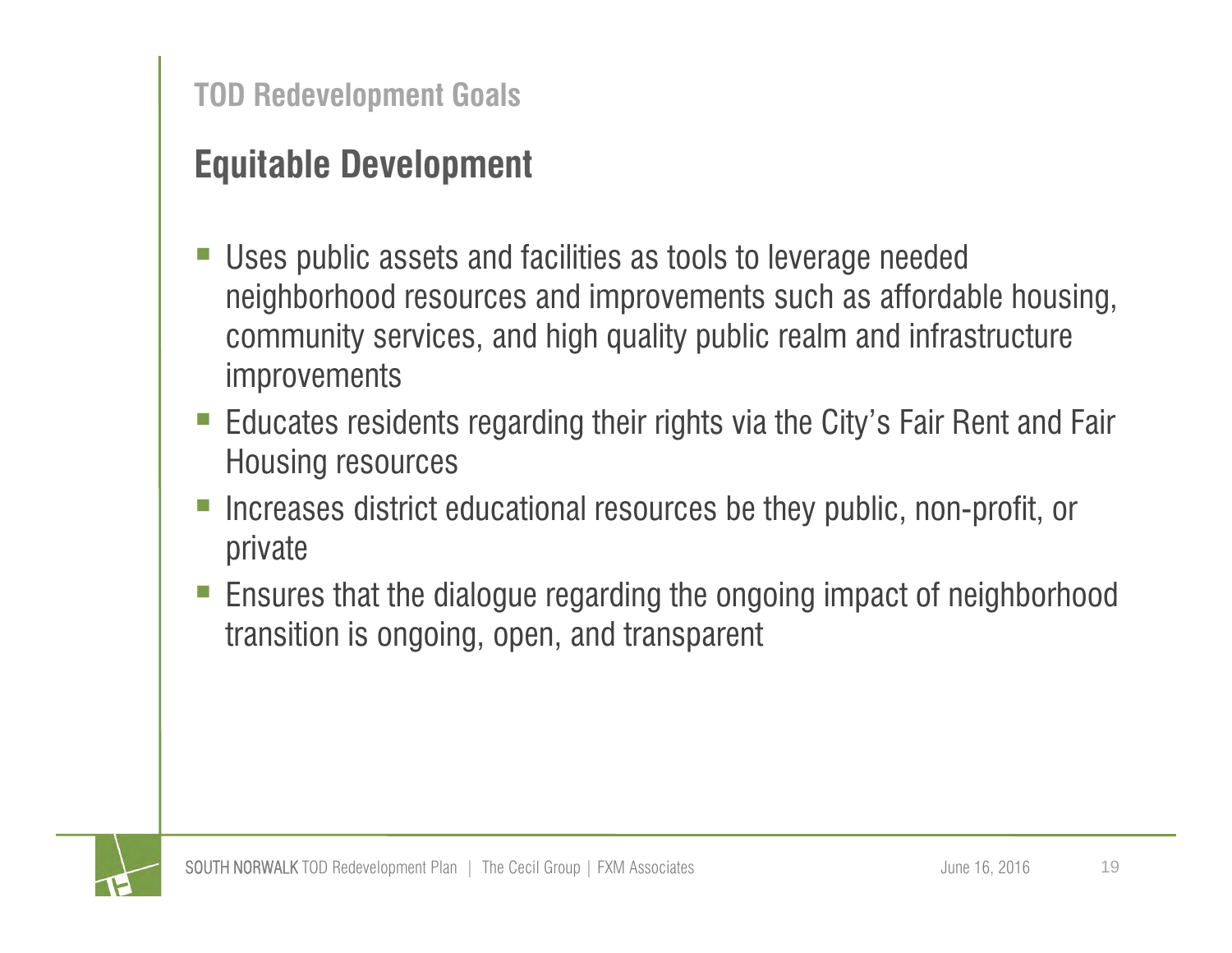## TOD Redevelopment Goals

# Equitable Development

- Uses public assets and facilities as tools to leverage needed neighborhood resources and improvements such as affordable housing, community services, and high quality public realm and infrastructure improvements
- Educates residents regarding their rights via the City's Fair Rent and Fair Housing resources
- Increases district educational resources be they public, non-profit, or private
- Ensures that the dialogue regarding the ongoing impact of neighborhood transition is ongoing, open, and transparent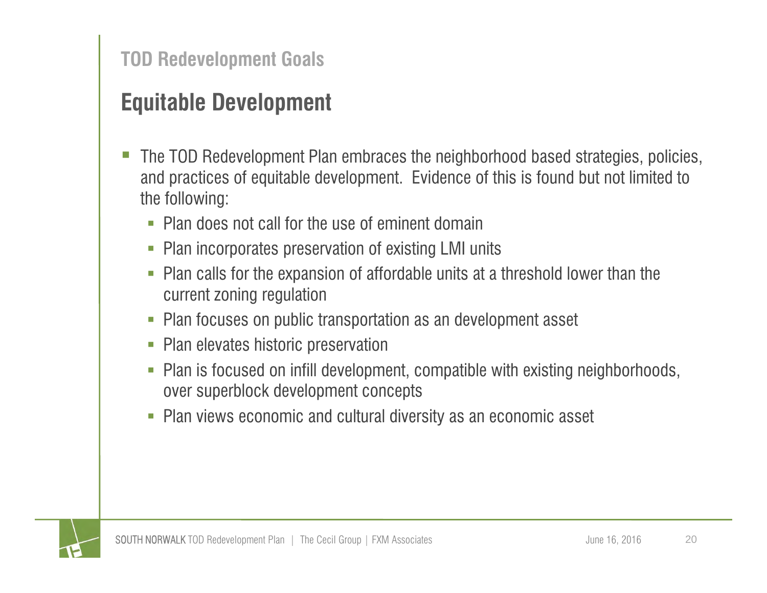## TOD Redevelopment Goals

# Equitable Development

- The TOD Redevelopment Plan embraces the neighborhood based strategies, policies, and practices of equitable development. Evidence of this is found but not limited to the following:
  - Plan does not call for the use of eminent domain
  - Plan incorporates preservation of existing LMI units
  - Plan calls for the expansion of affordable units at a threshold lower than the current zoning regulation
  - Plan focuses on public transportation as an development asset
  - Plan elevates historic preservation
  - Plan is focused on infill development, compatible with existing neighborhoods, over superblock development concepts
  - Plan views economic and cultural diversity as an economic asset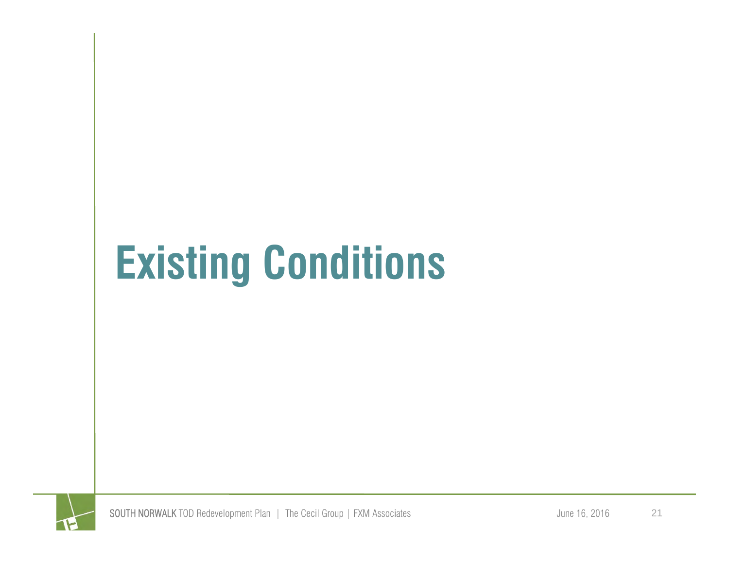# Existing Conditions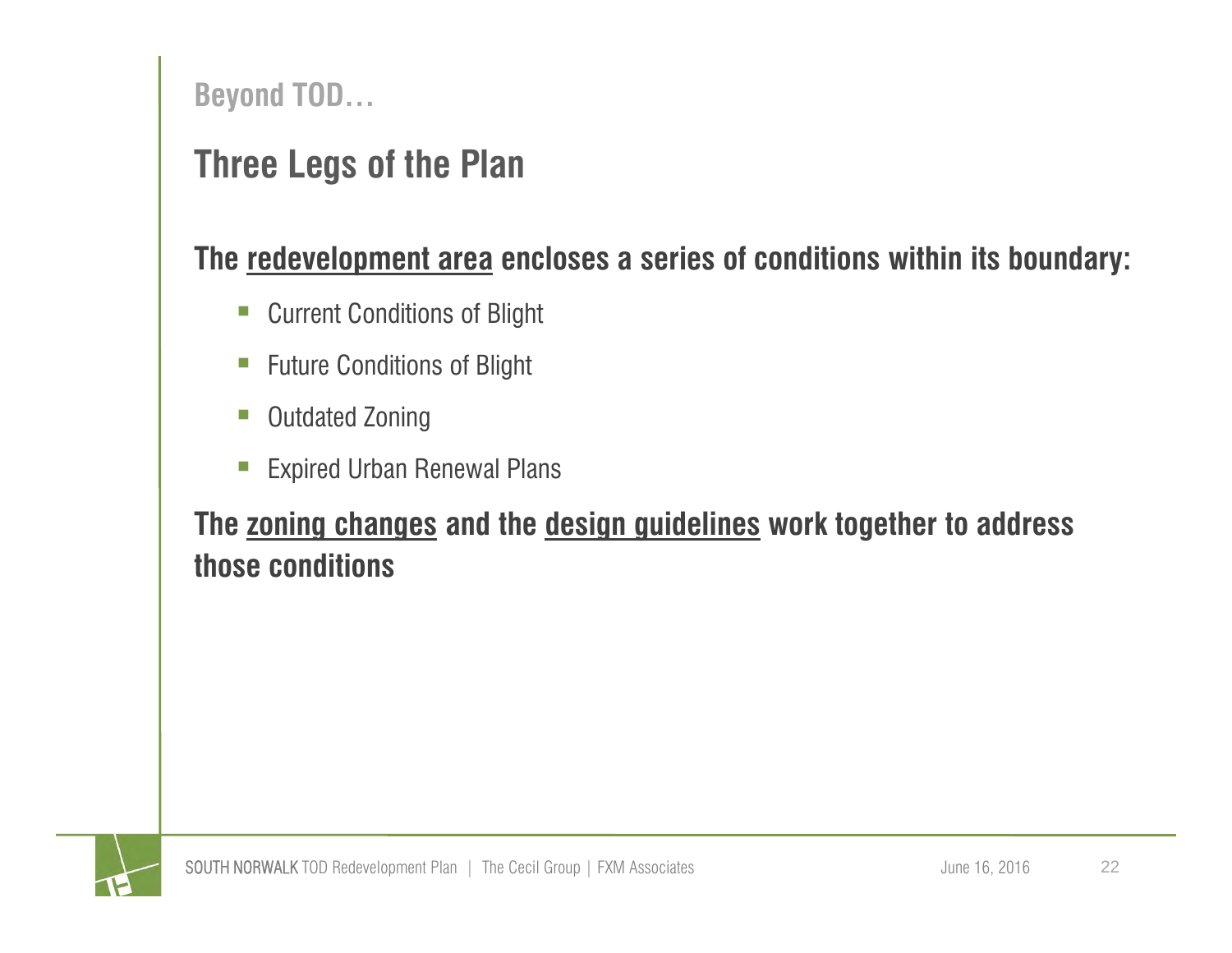Beyond TOD…

## Three Legs of the Plan

**The <u>redevelopment area</u> encloses a series of conditions within its boundary:**

- Current Conditions of Blight
- Future Conditions of Blight
- Outdated Zoning
- Expired Urban Renewal Plans

**The <u>zoning changes</u> and the <u>design guidelines</u> work together to address those conditions**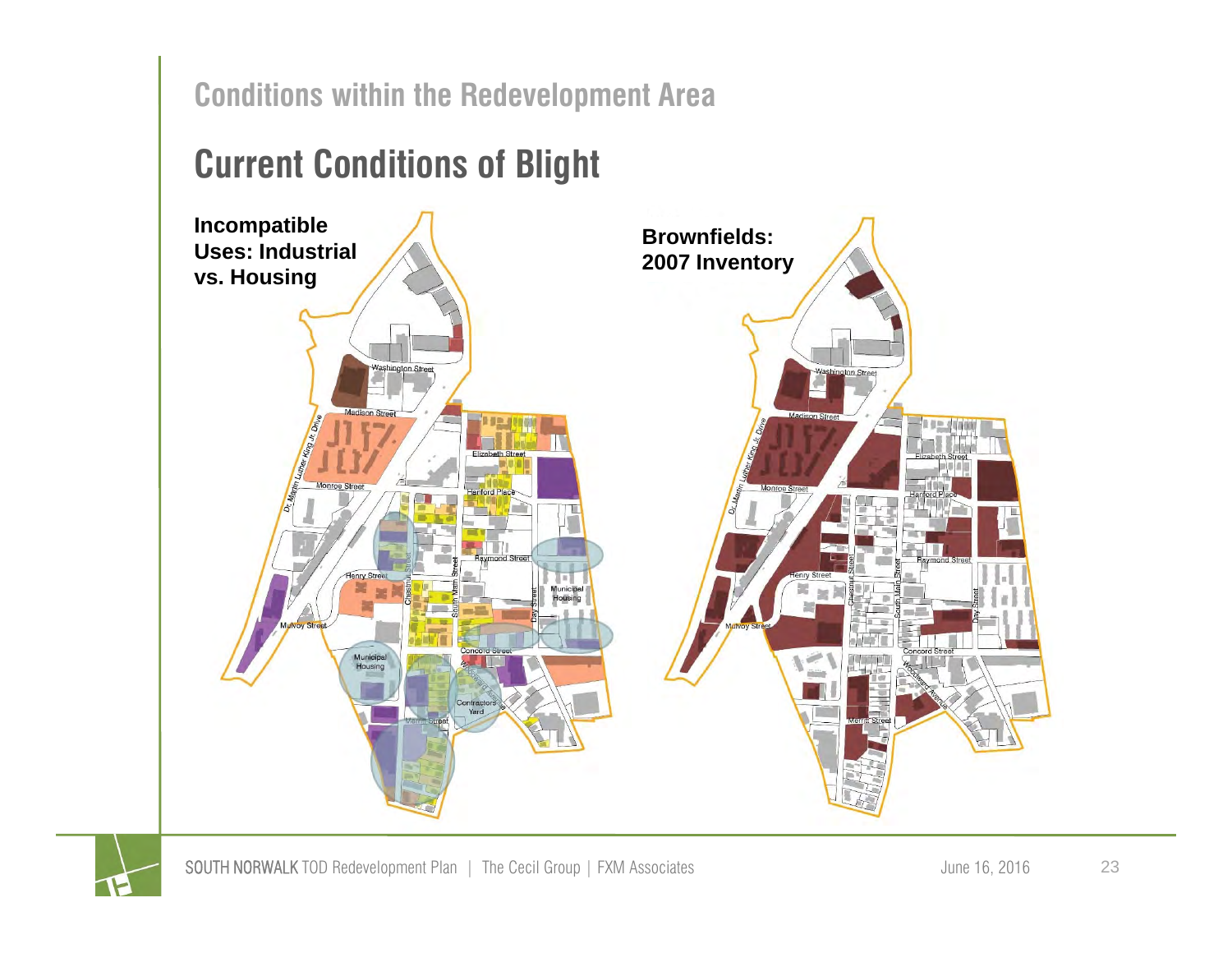## Conditions within the Redevelopment Area

# Current Conditions of Blight

**Incompatible Uses: Industrial vs. Housing**

**Brownfields: 2007 Inventory**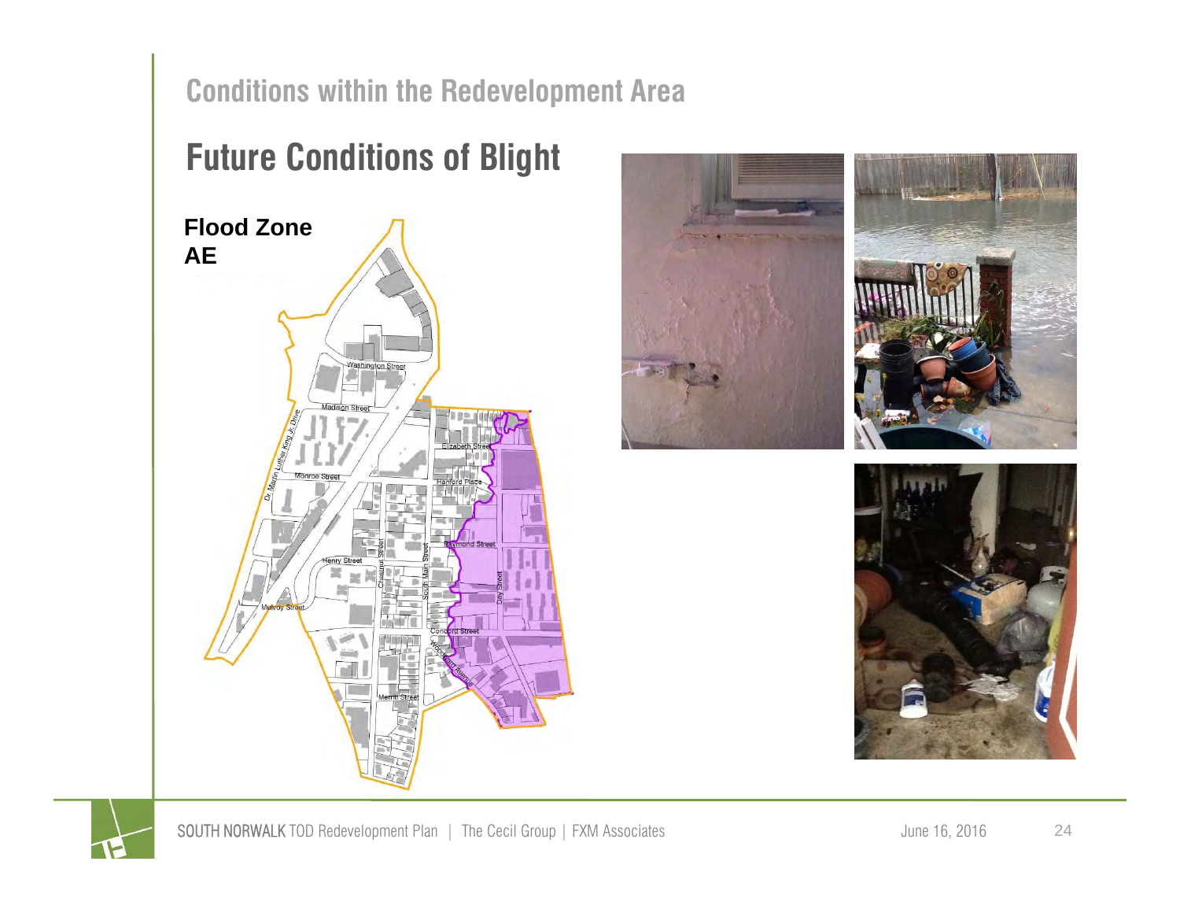## Conditions within the Redevelopment Area

# Future Conditions of Blight

**Flood Zone AE**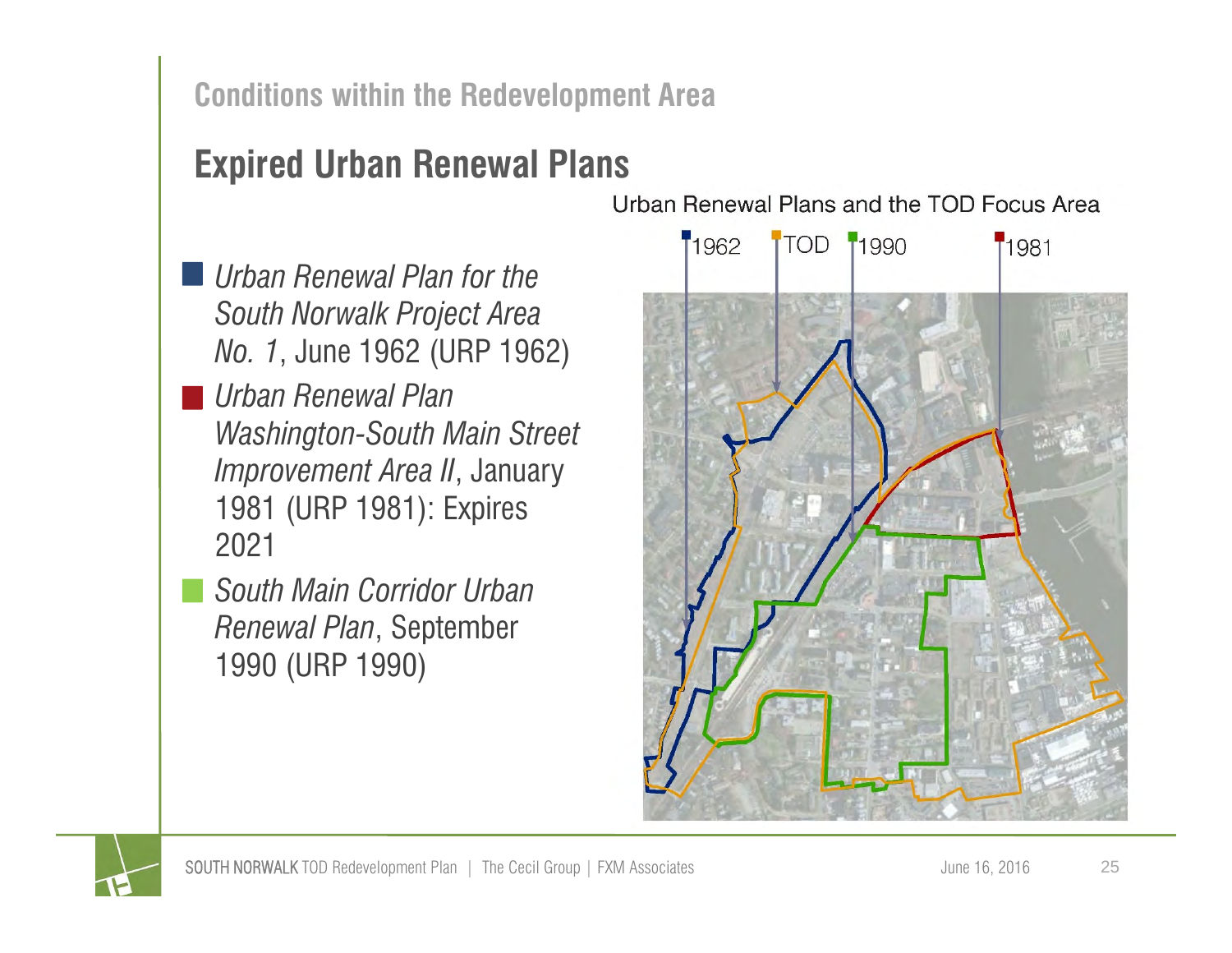Conditions within the Redevelopment Area

## Expired Urban Renewal Plans

- *Urban Renewal Plan for the South Norwalk Project Area No. 1*, June 1962 (URP 1962)
- *Urban Renewal Plan Washington-South Main Street Improvement Area II*, January 1981 (URP 1981): Expires 2021
- *South Main Corridor Urban Renewal Plan*, September 1990 (URP 1990)

Urban Renewal Plans and the TOD Focus Area

1962 TOD 1990 1981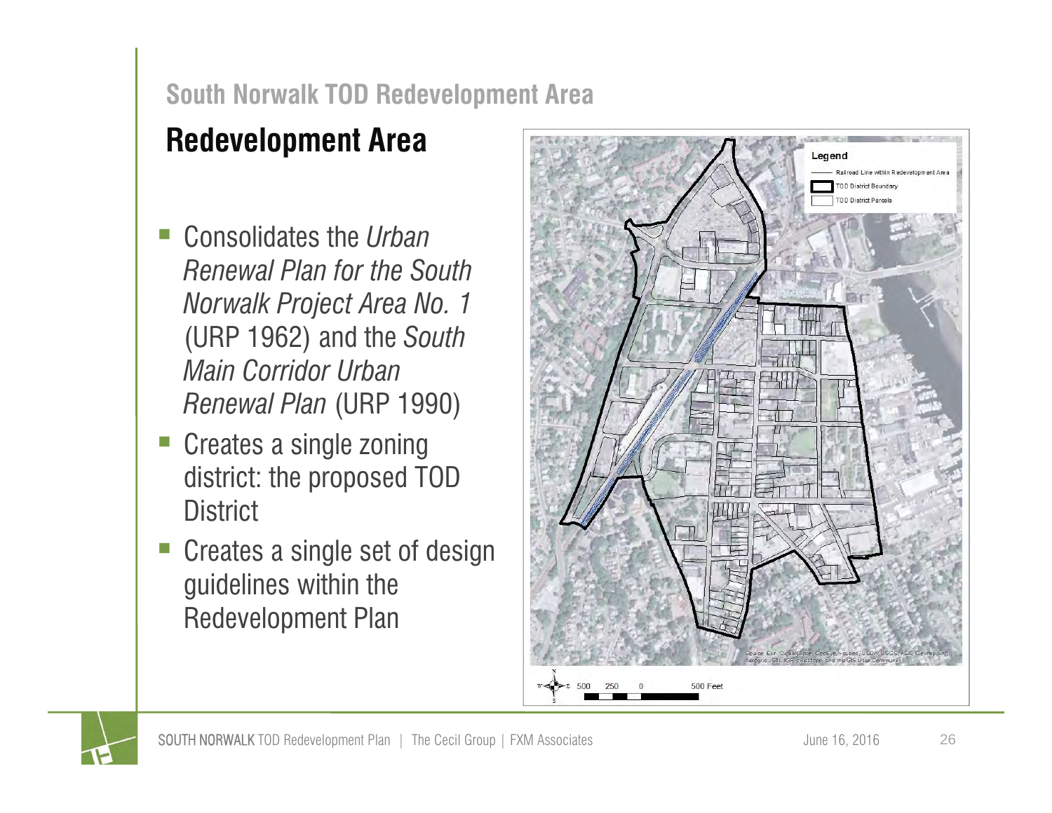South Norwalk TOD Redevelopment Area

## Redevelopment Area

- Consolidates the *Urban Renewal Plan for the South Norwalk Project Area No. 1* (URP 1962) and the *South Main Corridor Urban Renewal Plan* (URP 1990)
- Creates a single zoning district: the proposed TOD District
- Creates a single set of design guidelines within the Redevelopment Plan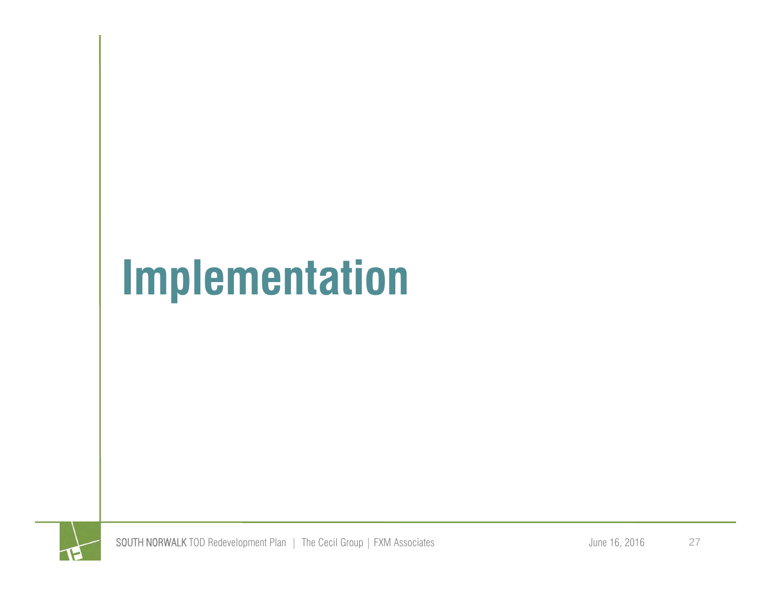# Implementation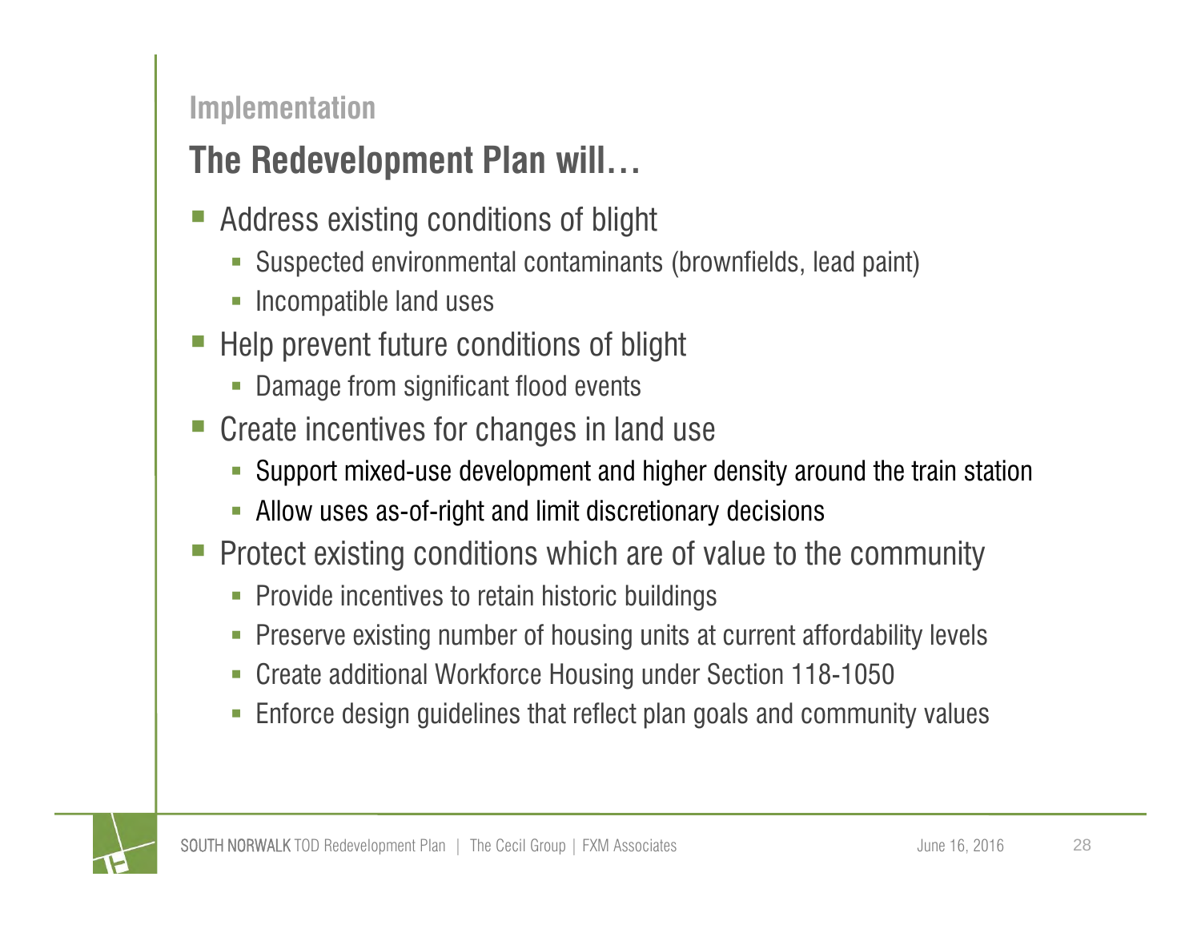## Implementation

# The Redevelopment Plan will…

- Address existing conditions of blight
  - Suspected environmental contaminants (brownfields, lead paint)
  - Incompatible land uses
- Help prevent future conditions of blight
  - Damage from significant flood events
- Create incentives for changes in land use
  - Support mixed-use development and higher density around the train station
  - Allow uses as-of-right and limit discretionary decisions
- Protect existing conditions which are of value to the community
  - Provide incentives to retain historic buildings
  - Preserve existing number of housing units at current affordability levels
  - Create additional Workforce Housing under Section 118-1050
  - Enforce design guidelines that reflect plan goals and community values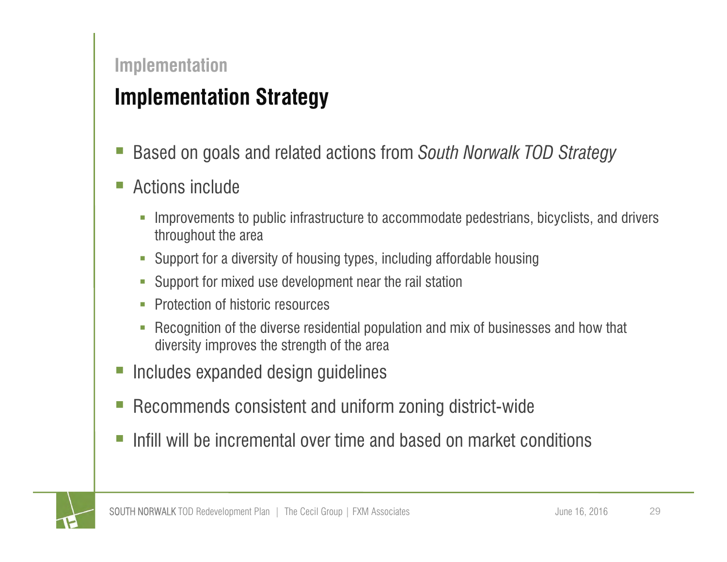## Implementation

# Implementation Strategy

- Based on goals and related actions from *South Norwalk TOD Strategy*
- Actions include
  - Improvements to public infrastructure to accommodate pedestrians, bicyclists, and drivers throughout the area
  - Support for a diversity of housing types, including affordable housing
  - Support for mixed use development near the rail station
  - Protection of historic resources
  - Recognition of the diverse residential population and mix of businesses and how that diversity improves the strength of the area
- Includes expanded design guidelines
- Recommends consistent and uniform zoning district-wide
- Infill will be incremental over time and based on market conditions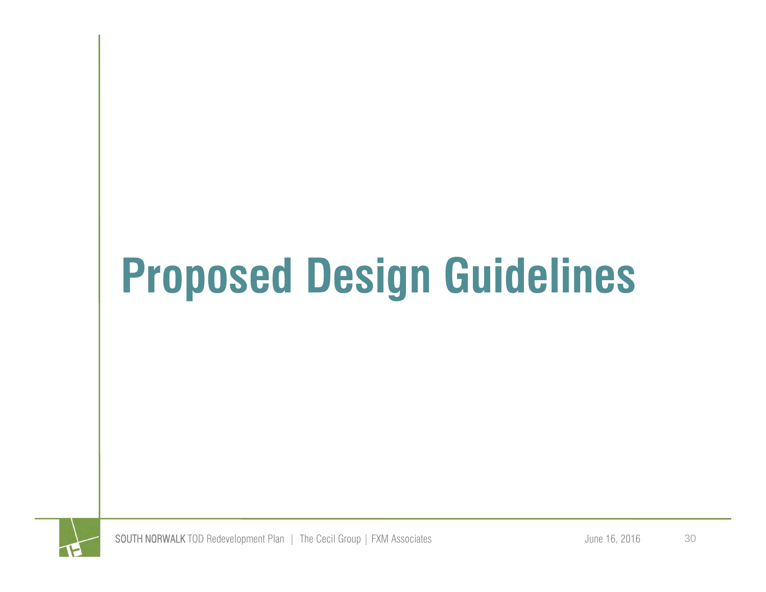# Proposed Design Guidelines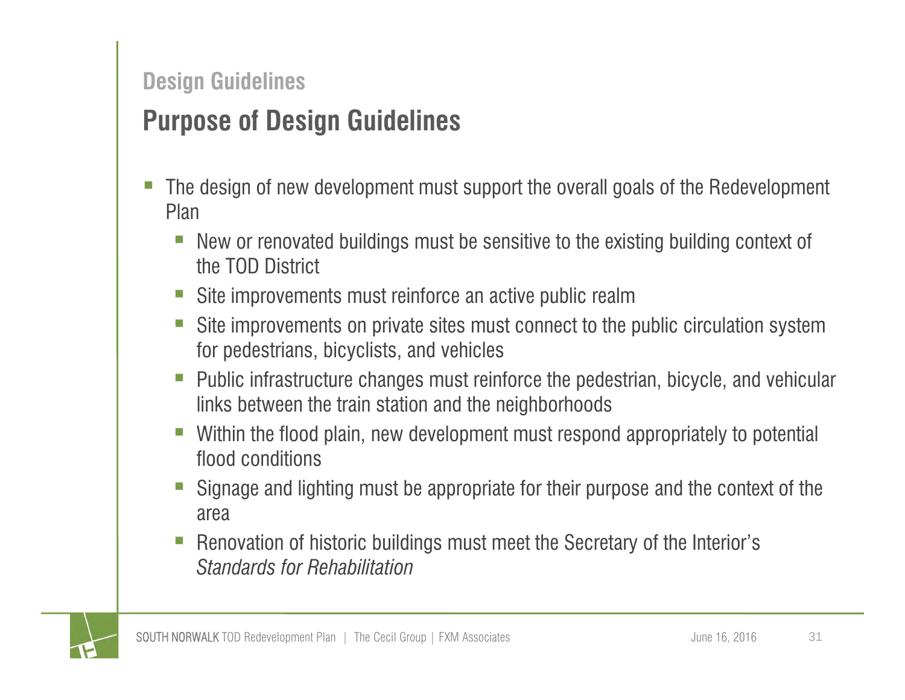## Design Guidelines

# Purpose of Design Guidelines

- The design of new development must support the overall goals of the Redevelopment Plan
  - New or renovated buildings must be sensitive to the existing building context of the TOD District
  - Site improvements must reinforce an active public realm
  - Site improvements on private sites must connect to the public circulation system for pedestrians, bicyclists, and vehicles
  - Public infrastructure changes must reinforce the pedestrian, bicycle, and vehicular links between the train station and the neighborhoods
  - Within the flood plain, new development must respond appropriately to potential flood conditions
  - Signage and lighting must be appropriate for their purpose and the context of the area
  - Renovation of historic buildings must meet the Secretary of the Interior's *Standards for Rehabilitation*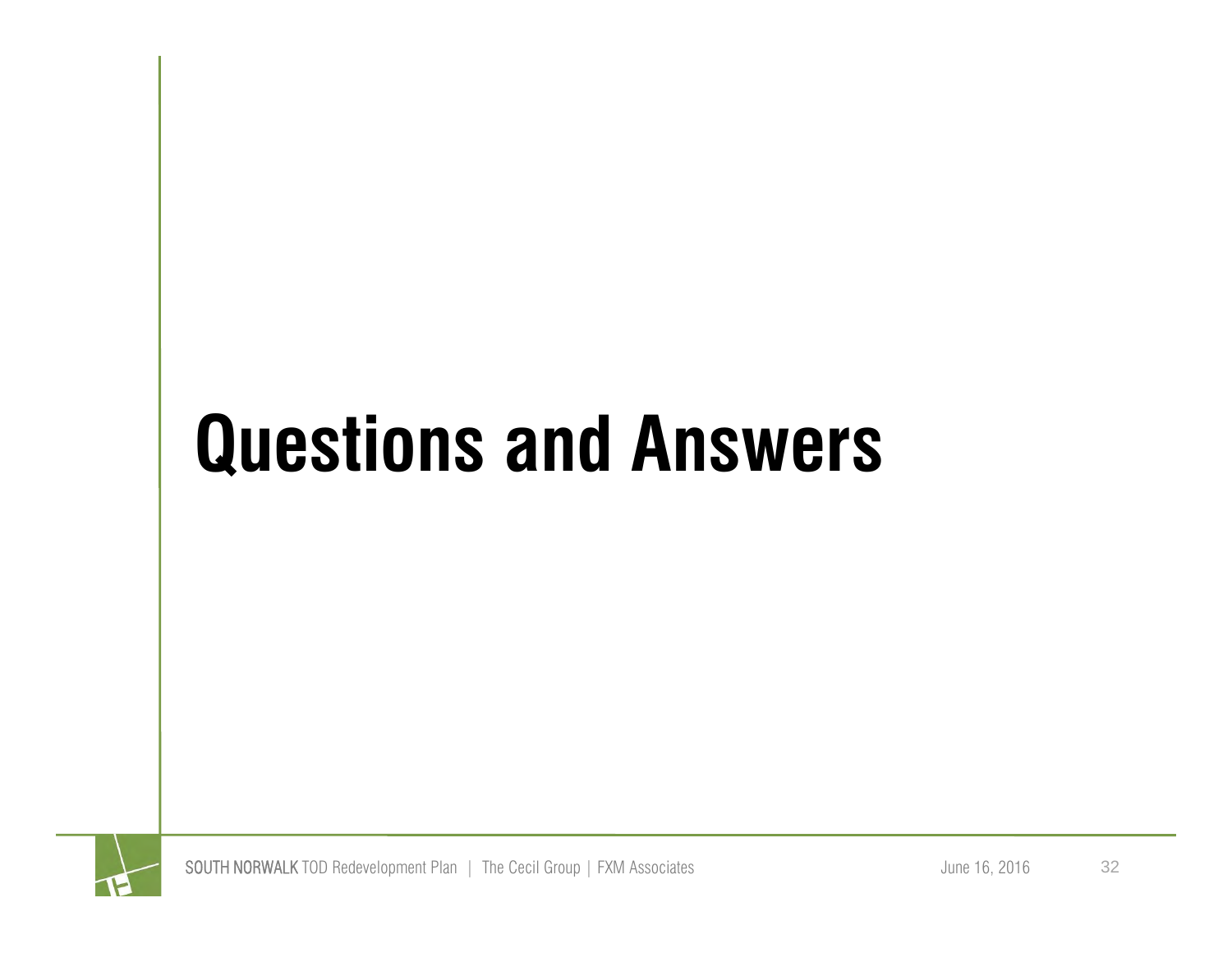# Questions and Answers